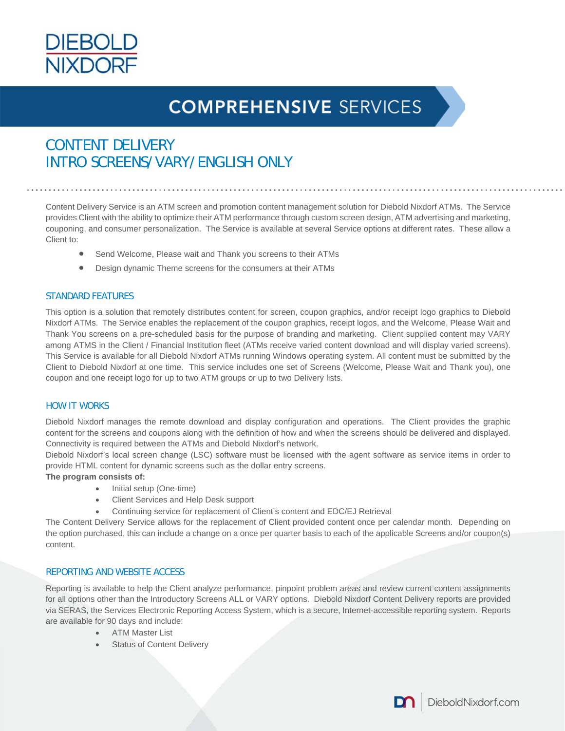# COMPREHENSIVE SERVICES

## CONTENT DELIVERY
## INTRO SCREENS/VARY/ENGLISH ONLY

Content Delivery Service is an ATM screen and promotion content management solution for Diebold Nixdorf ATMs. The Service provides Client with the ability to optimize their ATM performance through custom screen design, ATM advertising and marketing, couponing, and consumer personalization. The Service is available at several Service options at different rates. These allow a Client to:

- Send Welcome, Please wait and Thank you screens to their ATMs
- Design dynamic Theme screens for the consumers at their ATMs

### STANDARD FEATURES

This option is a solution that remotely distributes content for screen, coupon graphics, and/or receipt logo graphics to Diebold Nixdorf ATMs. The Service enables the replacement of the coupon graphics, receipt logos, and the Welcome, Please Wait and Thank You screens on a pre-scheduled basis for the purpose of branding and marketing. Client supplied content may VARY among ATMS in the Client / Financial Institution fleet (ATMs receive varied content download and will display varied screens). This Service is available for all Diebold Nixdorf ATMs running Windows operating system. All content must be submitted by the Client to Diebold Nixdorf at one time. This service includes one set of Screens (Welcome, Please Wait and Thank you), one coupon and one receipt logo for up to two ATM groups or up to two Delivery lists.

### HOW IT WORKS

Diebold Nixdorf manages the remote download and display configuration and operations. The Client provides the graphic content for the screens and coupons along with the definition of how and when the screens should be delivered and displayed. Connectivity is required between the ATMs and Diebold Nixdorf's network.
Diebold Nixdorf's local screen change (LSC) software must be licensed with the agent software as service items in order to provide HTML content for dynamic screens such as the dollar entry screens.

**The program consists of:**

- Initial setup (One-time)
- Client Services and Help Desk support
- Continuing service for replacement of Client's content and EDC/EJ Retrieval

The Content Delivery Service allows for the replacement of Client provided content once per calendar month. Depending on the option purchased, this can include a change on a once per quarter basis to each of the applicable Screens and/or coupon(s) content.

### REPORTING AND WEBSITE ACCESS

Reporting is available to help the Client analyze performance, pinpoint problem areas and review current content assignments for all options other than the Introductory Screens ALL or VARY options. Diebold Nixdorf Content Delivery reports are provided via SERAS, the Services Electronic Reporting Access System, which is a secure, Internet-accessible reporting system. Reports are available for 90 days and include:

- ATM Master List
- Status of Content Delivery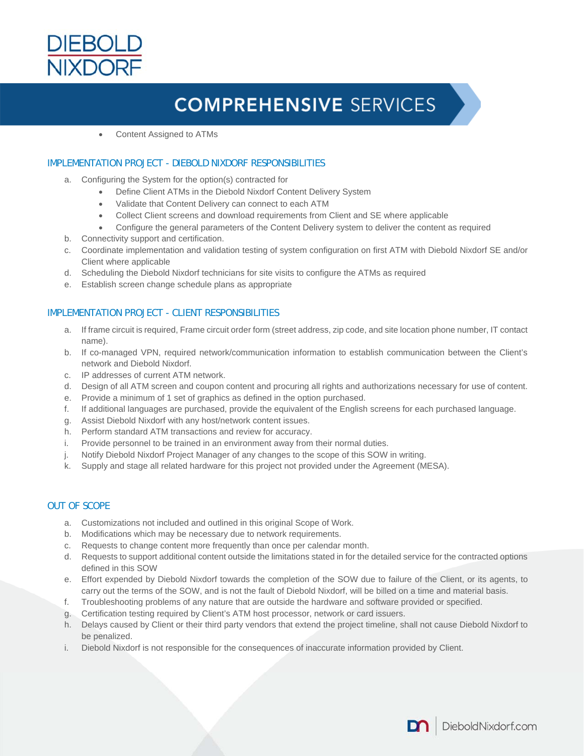- Content Assigned to ATMs

## IMPLEMENTATION PROJECT - DIEBOLD NIXDORF RESPONSIBILITIES

a. Configuring the System for the option(s) contracted for
   - Define Client ATMs in the Diebold Nixdorf Content Delivery System
   - Validate that Content Delivery can connect to each ATM
   - Collect Client screens and download requirements from Client and SE where applicable
   - Configure the general parameters of the Content Delivery system to deliver the content as required

b. Connectivity support and certification.

c. Coordinate implementation and validation testing of system configuration on first ATM with Diebold Nixdorf SE and/or Client where applicable

d. Scheduling the Diebold Nixdorf technicians for site visits to configure the ATMs as required

e. Establish screen change schedule plans as appropriate

## IMPLEMENTATION PROJECT - CLIENT RESPONSIBILITIES

a. If frame circuit is required, Frame circuit order form (street address, zip code, and site location phone number, IT contact name).

b. If co-managed VPN, required network/communication information to establish communication between the Client's network and Diebold Nixdorf.

c. IP addresses of current ATM network.

d. Design of all ATM screen and coupon content and procuring all rights and authorizations necessary for use of content.

e. Provide a minimum of 1 set of graphics as defined in the option purchased.

f. If additional languages are purchased, provide the equivalent of the English screens for each purchased language.

g. Assist Diebold Nixdorf with any host/network content issues.

h. Perform standard ATM transactions and review for accuracy.

i. Provide personnel to be trained in an environment away from their normal duties.

j. Notify Diebold Nixdorf Project Manager of any changes to the scope of this SOW in writing.

k. Supply and stage all related hardware for this project not provided under the Agreement (MESA).

## OUT OF SCOPE

a. Customizations not included and outlined in this original Scope of Work.

b. Modifications which may be necessary due to network requirements.

c. Requests to change content more frequently than once per calendar month.

d. Requests to support additional content outside the limitations stated in for the detailed service for the contracted options defined in this SOW

e. Effort expended by Diebold Nixdorf towards the completion of the SOW due to failure of the Client, or its agents, to carry out the terms of the SOW, and is not the fault of Diebold Nixdorf, will be billed on a time and material basis.

f. Troubleshooting problems of any nature that are outside the hardware and software provided or specified.

g. Certification testing required by Client's ATM host processor, network or card issuers.

h. Delays caused by Client or their third party vendors that extend the project timeline, shall not cause Diebold Nixdorf to be penalized.

i. Diebold Nixdorf is not responsible for the consequences of inaccurate information provided by Client.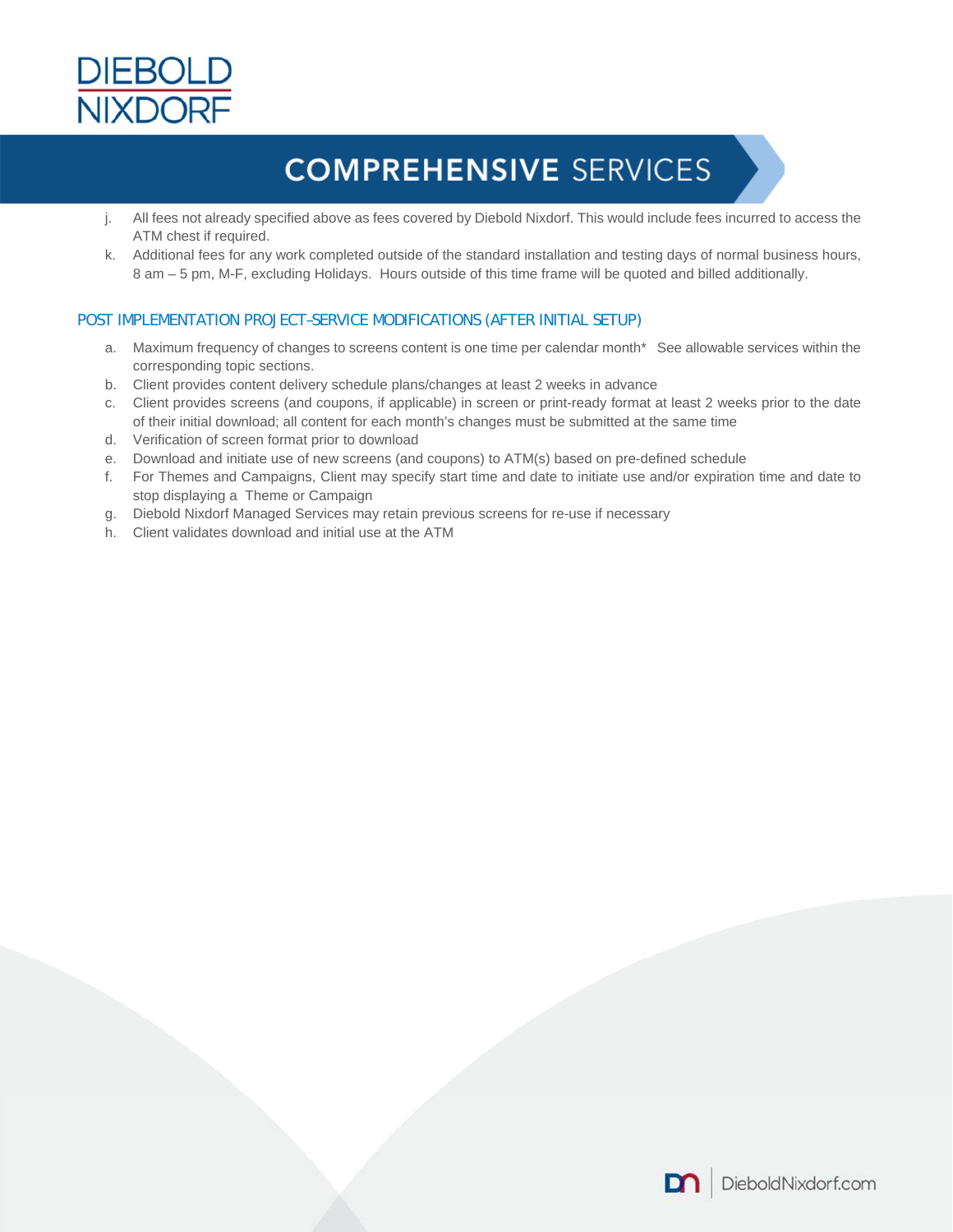j. All fees not already specified above as fees covered by Diebold Nixdorf. This would include fees incurred to access the ATM chest if required.

k. Additional fees for any work completed outside of the standard installation and testing days of normal business hours, 8 am – 5 pm, M-F, excluding Holidays. Hours outside of this time frame will be quoted and billed additionally.

## POST IMPLEMENTATION PROJECT-SERVICE MODIFICATIONS (AFTER INITIAL SETUP)

a. Maximum frequency of changes to screens content is one time per calendar month* See allowable services within the corresponding topic sections.

b. Client provides content delivery schedule plans/changes at least 2 weeks in advance

c. Client provides screens (and coupons, if applicable) in screen or print-ready format at least 2 weeks prior to the date of their initial download; all content for each month's changes must be submitted at the same time

d. Verification of screen format prior to download

e. Download and initiate use of new screens (and coupons) to ATM(s) based on pre-defined schedule

f. For Themes and Campaigns, Client may specify start time and date to initiate use and/or expiration time and date to stop displaying a Theme or Campaign

g. Diebold Nixdorf Managed Services may retain previous screens for re-use if necessary

h. Client validates download and initial use at the ATM